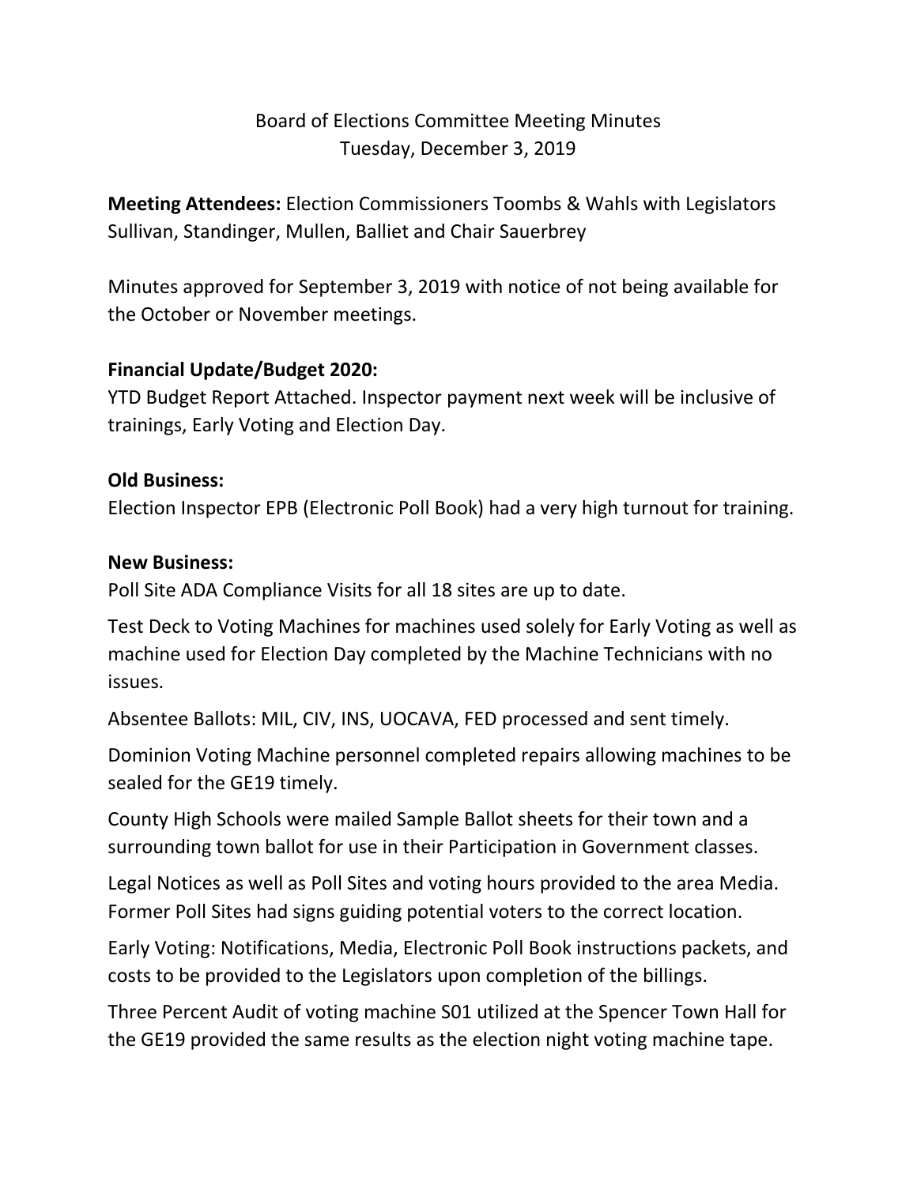Board of Elections Committee Meeting Minutes
Tuesday, December 3, 2019

**Meeting Attendees:** Election Commissioners Toombs & Wahls with Legislators Sullivan, Standinger, Mullen, Balliet and Chair Sauerbrey

Minutes approved for September 3, 2019 with notice of not being available for the October or November meetings.

**Financial Update/Budget 2020:**
YTD Budget Report Attached. Inspector payment next week will be inclusive of trainings, Early Voting and Election Day.

**Old Business:**
Election Inspector EPB (Electronic Poll Book) had a very high turnout for training.

**New Business:**
Poll Site ADA Compliance Visits for all 18 sites are up to date.

Test Deck to Voting Machines for machines used solely for Early Voting as well as machine used for Election Day completed by the Machine Technicians with no issues.

Absentee Ballots: MIL, CIV, INS, UOCAVA, FED processed and sent timely.

Dominion Voting Machine personnel completed repairs allowing machines to be sealed for the GE19 timely.

County High Schools were mailed Sample Ballot sheets for their town and a surrounding town ballot for use in their Participation in Government classes.

Legal Notices as well as Poll Sites and voting hours provided to the area Media. Former Poll Sites had signs guiding potential voters to the correct location.

Early Voting: Notifications, Media, Electronic Poll Book instructions packets, and costs to be provided to the Legislators upon completion of the billings.

Three Percent Audit of voting machine S01 utilized at the Spencer Town Hall for the GE19 provided the same results as the election night voting machine tape.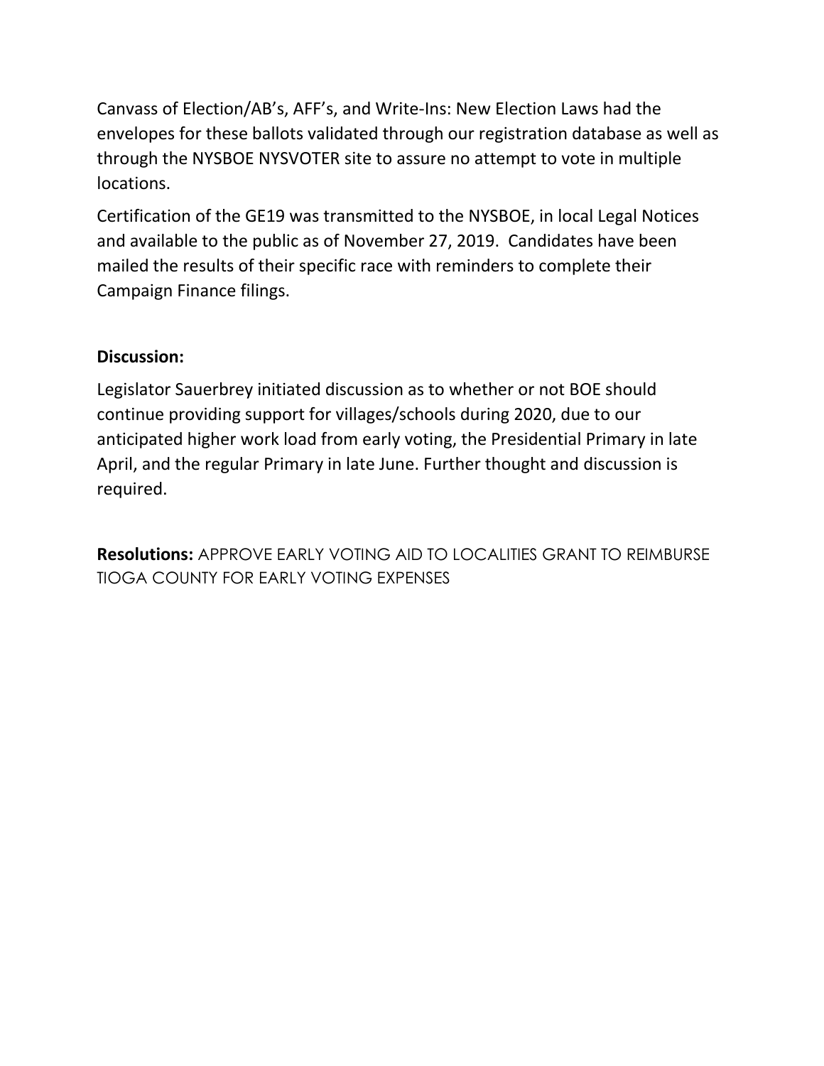Canvass of Election/AB's, AFF's, and Write-Ins: New Election Laws had the envelopes for these ballots validated through our registration database as well as through the NYSBOE NYSVOTER site to assure no attempt to vote in multiple locations.

Certification of the GE19 was transmitted to the NYSBOE, in local Legal Notices and available to the public as of November 27, 2019. Candidates have been mailed the results of their specific race with reminders to complete their Campaign Finance filings.

**Discussion:**

Legislator Sauerbrey initiated discussion as to whether or not BOE should continue providing support for villages/schools during 2020, due to our anticipated higher work load from early voting, the Presidential Primary in late April, and the regular Primary in late June. Further thought and discussion is required.

**Resolutions:** APPROVE EARLY VOTING AID TO LOCALITIES GRANT TO REIMBURSE TIOGA COUNTY FOR EARLY VOTING EXPENSES